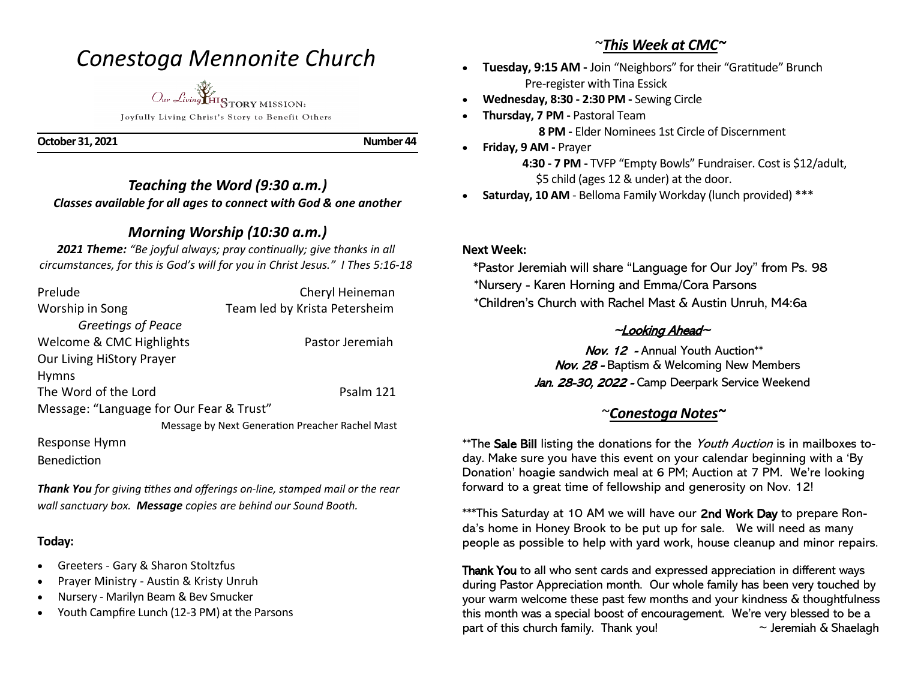# *Conestoga Mennonite Church*

Our Living HiSTORY MISSION:
Joyfully Living Christ's Story to Benefit Others

**October 31, 2021** **Number 44**

## *Teaching the Word (9:30 a.m.)*

***Classes available for all ages to connect with God & one another***

## *Morning Worship (10:30 a.m.)*

***2021 Theme:*** *"Be joyful always; pray continually; give thanks in all circumstances, for this is God's will for you in Christ Jesus." I Thes 5:16-18*

| | |
|---|---|
| Prelude | Cheryl Heineman |
| Worship in Song | Team led by Krista Petersheim |
| *Greetings of Peace* | |
| Welcome & CMC Highlights | Pastor Jeremiah |
| Our Living HiStory Prayer | |
| Hymns | |
| The Word of the Lord | Psalm 121 |
| Message: "Language for Our Fear & Trust" | |
| | Message by Next Generation Preacher Rachel Mast |
| Response Hymn | |
| Benediction | |

***Thank You*** *for giving tithes and offerings on-line, stamped mail or the rear wall sanctuary box.* ***Message*** *copies are behind our Sound Booth.*

**Today:**

- Greeters - Gary & Sharon Stoltzfus
- Prayer Ministry - Austin & Kristy Unruh
- Nursery - Marilyn Beam & Bev Smucker
- Youth Campfire Lunch (12-3 PM) at the Parsons

## ~*This Week at CMC*~

- **Tuesday, 9:15 AM -** Join "Neighbors" for their "Gratitude" Brunch
  Pre-register with Tina Essick
- **Wednesday, 8:30 - 2:30 PM -** Sewing Circle
- **Thursday, 7 PM -** Pastoral Team
  **8 PM -** Elder Nominees 1st Circle of Discernment
- **Friday, 9 AM -** Prayer
  **4:30 - 7 PM -** TVFP "Empty Bowls" Fundraiser. Cost is $12/adult, $5 child (ages 12 & under) at the door.
- **Saturday, 10 AM** - Belloma Family Workday (lunch provided) ***

**Next Week:**

*Pastor Jeremiah will share "Language for Our Joy" from Ps. 98
*Nursery - Karen Horning and Emma/Cora Parsons
*Children's Church with Rachel Mast & Austin Unruh, M4:6a

### ~Looking Ahead~

*Nov. 12* - Annual Youth Auction**
*Nov. 28 -* Baptism & Welcoming New Members
*Jan. 28-30, 2022 -* Camp Deerpark Service Weekend

## ~*Conestoga Notes*~

**The **Sale Bill** listing the donations for the *Youth Auction* is in mailboxes today. Make sure you have this event on your calendar beginning with a 'By Donation' hoagie sandwich meal at 6 PM; Auction at 7 PM. We're looking forward to a great time of fellowship and generosity on Nov. 12!

***This Saturday at 10 AM we will have our **2nd Work Day** to prepare Ronda's home in Honey Brook to be put up for sale. We will need as many people as possible to help with yard work, house cleanup and minor repairs.

**Thank You** to all who sent cards and expressed appreciation in different ways during Pastor Appreciation month. Our whole family has been very touched by your warm welcome these past few months and your kindness & thoughtfulness this month was a special boost of encouragement. We're very blessed to be a part of this church family. Thank you! ~ Jeremiah & Shaelagh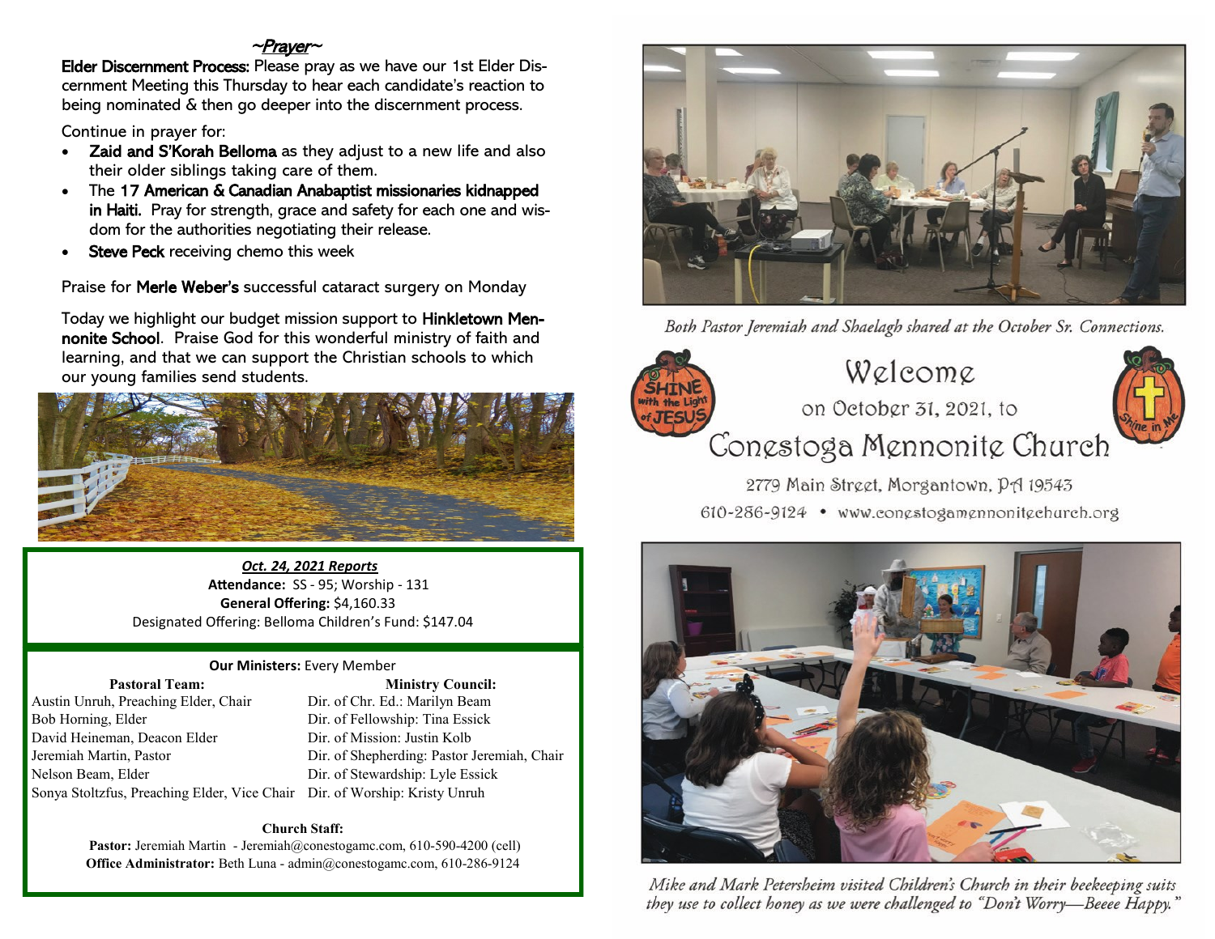## ~*Prayer*~

**Elder Discernment Process:** Please pray as we have our 1st Elder Discernment Meeting this Thursday to hear each candidate's reaction to being nominated & then go deeper into the discernment process.

Continue in prayer for:

- **Zaid and S'Korah Belloma** as they adjust to a new life and also their older siblings taking care of them.
- The **17 American & Canadian Anabaptist missionaries kidnapped in Haiti.** Pray for strength, grace and safety for each one and wisdom for the authorities negotiating their release.
- **Steve Peck** receiving chemo this week

Praise for **Merle Weber's** successful cataract surgery on Monday

Today we highlight our budget mission support to **Hinkletown Mennonite School**. Praise God for this wonderful ministry of faith and learning, and that we can support the Christian schools to which our young families send students.

***Oct. 24, 2021 Reports***

**Attendance:** SS - 95; Worship - 131

**General Offering:** $4,160.33

Designated Offering: Belloma Children's Fund: $147.04

**Our Ministers:** Every Member

| **Pastoral Team:** | **Ministry Council:** |
|---|---|
| Austin Unruh, Preaching Elder, Chair | Dir. of Chr. Ed.: Marilyn Beam |
| Bob Horning, Elder | Dir. of Fellowship: Tina Essick |
| David Heineman, Deacon Elder | Dir. of Mission: Justin Kolb |
| Jeremiah Martin, Pastor | Dir. of Shepherding: Pastor Jeremiah, Chair |
| Nelson Beam, Elder | Dir. of Stewardship: Lyle Essick |
| Sonya Stoltzfus, Preaching Elder, Vice Chair | Dir. of Worship: Kristy Unruh |

**Church Staff:**

**Pastor:** Jeremiah Martin - Jeremiah@conestogamc.com, 610-590-4200 (cell)

**Office Administrator:** Beth Luna - admin@conestogamc.com, 610-286-9124

*Both Pastor Jeremiah and Shaelagh shared at the October Sr. Connections.*

# Welcome

on October 31, 2021, to

# Conestoga Mennonite Church

2779 Main Street, Morgantown, PA 19543

610-286-9124 • www.conestogamennonitechurch.org

*Mike and Mark Petersheim visited Children's Church in their beekeeping suits they use to collect honey as we were challenged to "Don't Worry—Beeee Happy."*